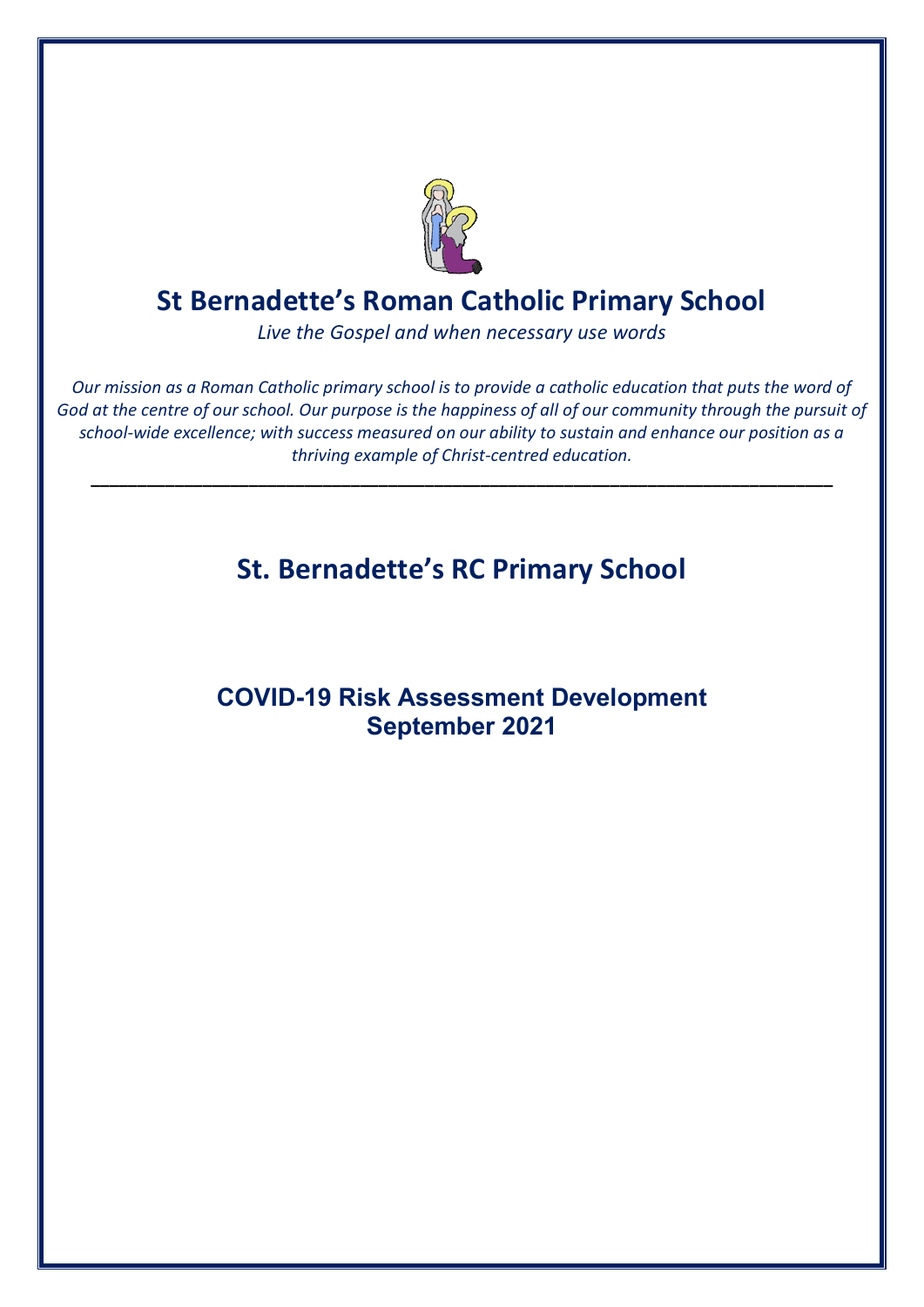# St Bernadette's Roman Catholic Primary School

*Live the Gospel and when necessary use words*

*Our mission as a Roman Catholic primary school is to provide a catholic education that puts the word of God at the centre of our school. Our purpose is the happiness of all of our community through the pursuit of school-wide excellence; with success measured on our ability to sustain and enhance our position as a thriving example of Christ-centred education.*

---

## St. Bernadette's RC Primary School

## COVID-19 Risk Assessment Development September 2021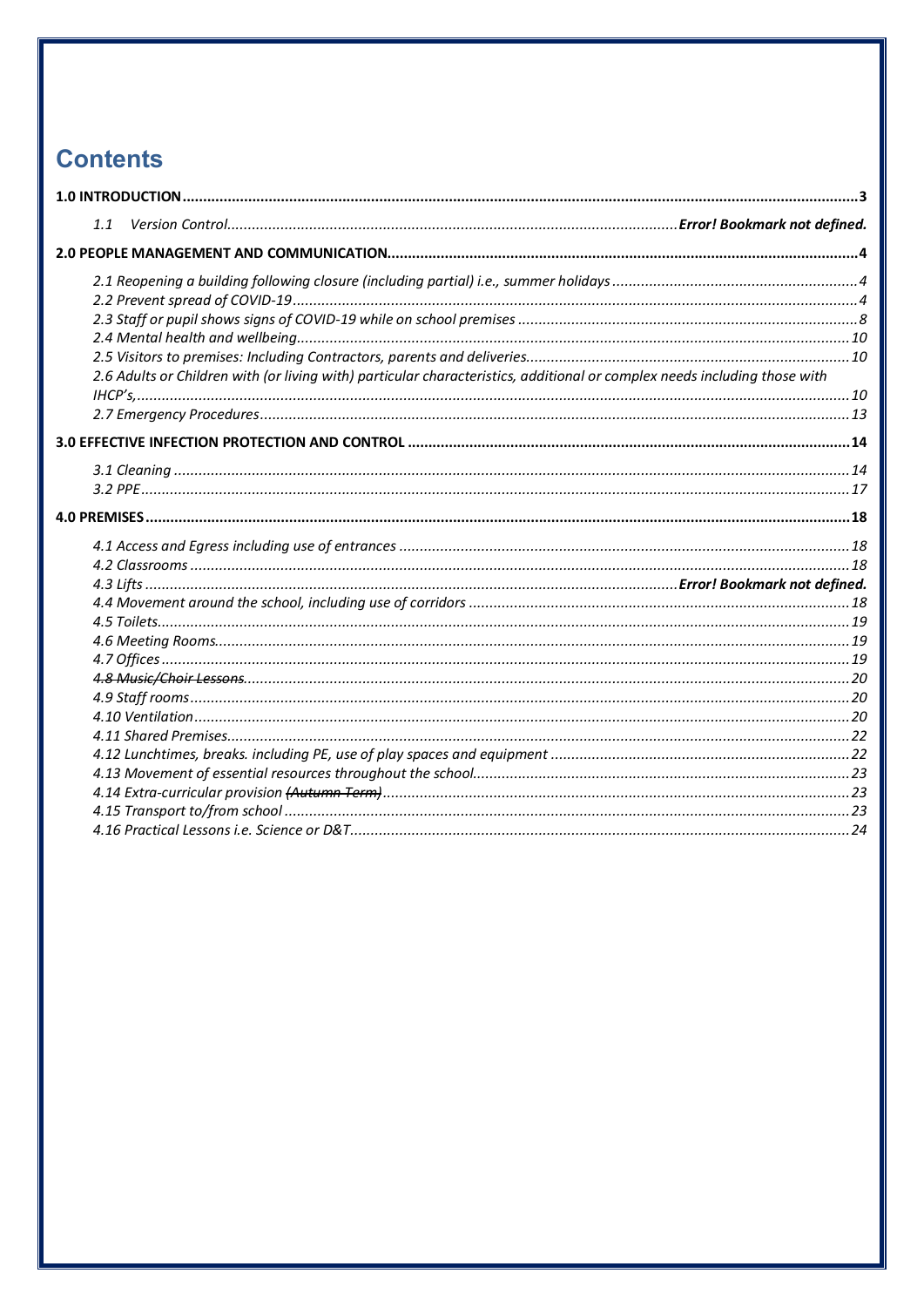# Contents

**1.0 INTRODUCTION** ......... **3**

*1.1 Version Control* ......... ***Error! Bookmark not defined.***

**2.0 PEOPLE MANAGEMENT AND COMMUNICATION** ......... **4**

*2.1 Reopening a building following closure (including partial) i.e., summer holidays* ......... *4*
*2.2 Prevent spread of COVID-19* ......... *4*
*2.3 Staff or pupil shows signs of COVID-19 while on school premises* ......... *8*
*2.4 Mental health and wellbeing* ......... *10*
*2.5 Visitors to premises: Including Contractors, parents and deliveries* ......... *10*
*2.6 Adults or Children with (or living with) particular characteristics, additional or complex needs including those with IHCP's,* ......... *10*
*2.7 Emergency Procedures* ......... *13*

**3.0 EFFECTIVE INFECTION PROTECTION AND CONTROL** ......... **14**

*3.1 Cleaning* ......... *14*
*3.2 PPE* ......... *17*

**4.0 PREMISES** ......... **18**

*4.1 Access and Egress including use of entrances* ......... *18*
*4.2 Classrooms* ......... *18*
*4.3 Lifts* ......... ***Error! Bookmark not defined.***
*4.4 Movement around the school, including use of corridors* ......... *18*
*4.5 Toilets* ......... *19*
*4.6 Meeting Rooms* ......... *19*
*4.7 Offices* ......... *19*
*~~4.8 Music/Choir Lessons~~* ......... *20*
*4.9 Staff rooms* ......... *20*
*4.10 Ventilation* ......... *20*
*4.11 Shared Premises* ......... *22*
*4.12 Lunchtimes, breaks. including PE, use of play spaces and equipment* ......... *22*
*4.13 Movement of essential resources throughout the school* ......... *23*
*4.14 Extra-curricular provision ~~(Autumn Term)~~* ......... *23*
*4.15 Transport to/from school* ......... *23*
*4.16 Practical Lessons i.e. Science or D&T* ......... *24*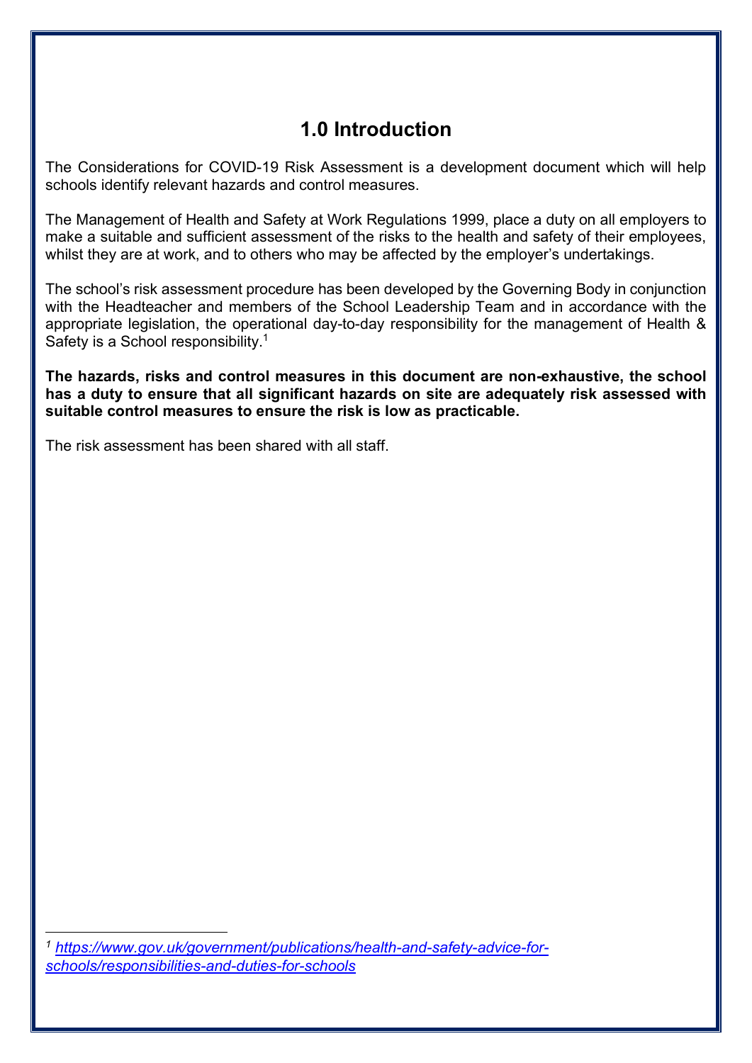## 1.0 Introduction

The Considerations for COVID-19 Risk Assessment is a development document which will help schools identify relevant hazards and control measures.

The Management of Health and Safety at Work Regulations 1999, place a duty on all employers to make a suitable and sufficient assessment of the risks to the health and safety of their employees, whilst they are at work, and to others who may be affected by the employer's undertakings.

The school's risk assessment procedure has been developed by the Governing Body in conjunction with the Headteacher and members of the School Leadership Team and in accordance with the appropriate legislation, the operational day-to-day responsibility for the management of Health & Safety is a School responsibility.[1]

**The hazards, risks and control measures in this document are non-exhaustive, the school has a duty to ensure that all significant hazards on site are adequately risk assessed with suitable control measures to ensure the risk is low as practicable.**

The risk assessment has been shared with all staff.

---

[1] *https://www.gov.uk/government/publications/health-and-safety-advice-for-schools/responsibilities-and-duties-for-schools*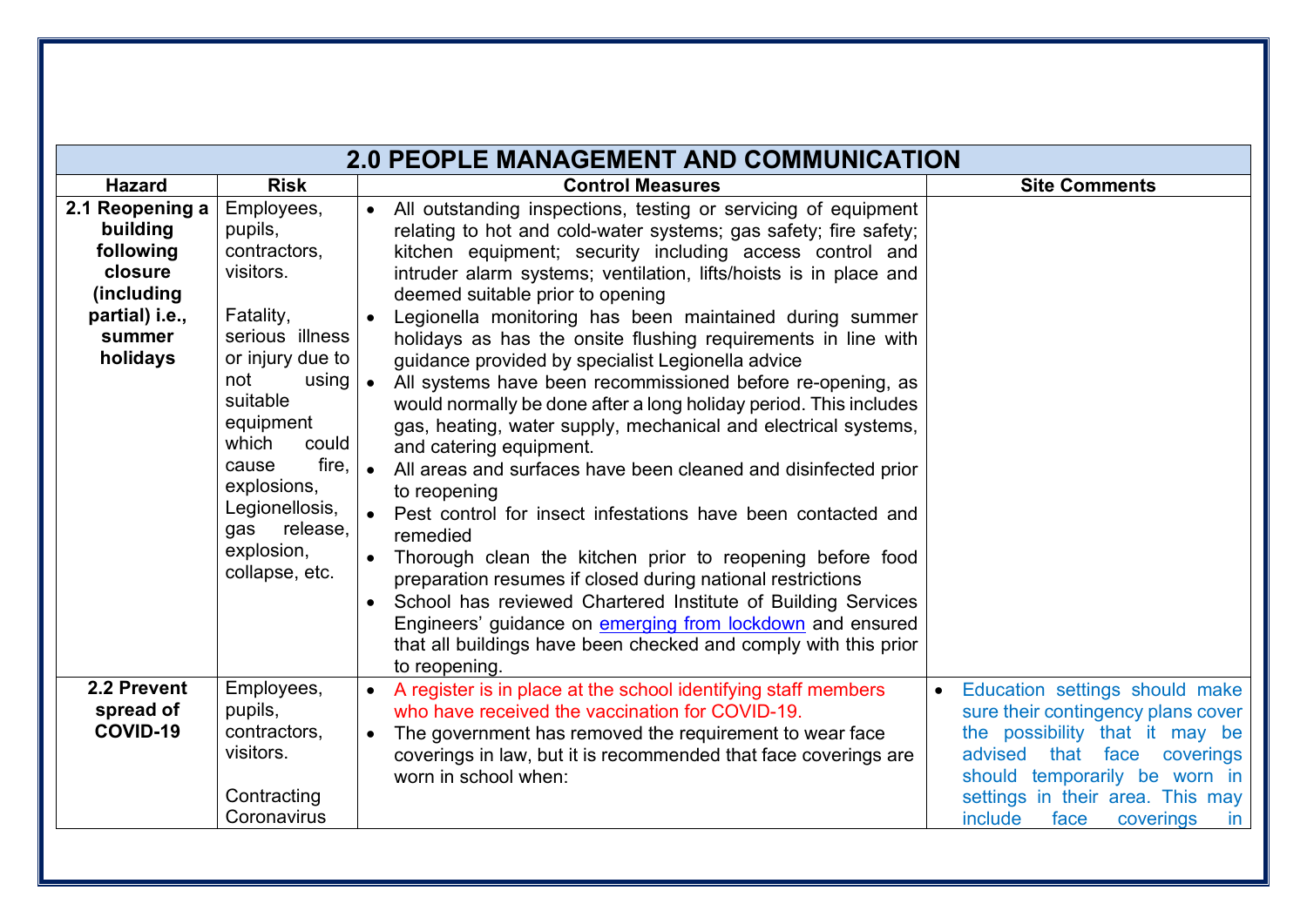| 2.0 PEOPLE MANAGEMENT AND COMMUNICATION | | | |
|---|---|---|---|
| **Hazard** | **Risk** | **Control Measures** | **Site Comments** |
| **2.1 Reopening a building following closure (including partial) i.e., summer holidays** | Employees, pupils, contractors, visitors.<br><br>Fatality, serious illness or injury due to not using suitable equipment which could cause fire, explosions, Legionellosis, gas release, explosion, collapse, etc. | • All outstanding inspections, testing or servicing of equipment relating to hot and cold-water systems; gas safety; fire safety; kitchen equipment; security including access control and intruder alarm systems; ventilation, lifts/hoists is in place and deemed suitable prior to opening<br>• Legionella monitoring has been maintained during summer holidays as has the onsite flushing requirements in line with guidance provided by specialist Legionella advice<br>• All systems have been recommissioned before re-opening, as would normally be done after a long holiday period. This includes gas, heating, water supply, mechanical and electrical systems, and catering equipment.<br>• All areas and surfaces have been cleaned and disinfected prior to reopening<br>• Pest control for insect infestations have been contacted and remedied<br>• Thorough clean the kitchen prior to reopening before food preparation resumes if closed during national restrictions<br>• School has reviewed Chartered Institute of Building Services Engineers' guidance on emerging from lockdown and ensured that all buildings have been checked and comply with this prior to reopening. | |
| **2.2 Prevent spread of COVID-19** | Employees, pupils, contractors, visitors.<br><br>Contracting Coronavirus | • A register is in place at the school identifying staff members who have received the vaccination for COVID-19.<br>• The government has removed the requirement to wear face coverings in law, but it is recommended that face coverings are worn in school when: | • Education settings should make sure their contingency plans cover the possibility that it may be advised that face coverings should temporarily be worn in settings in their area. This may include face coverings in |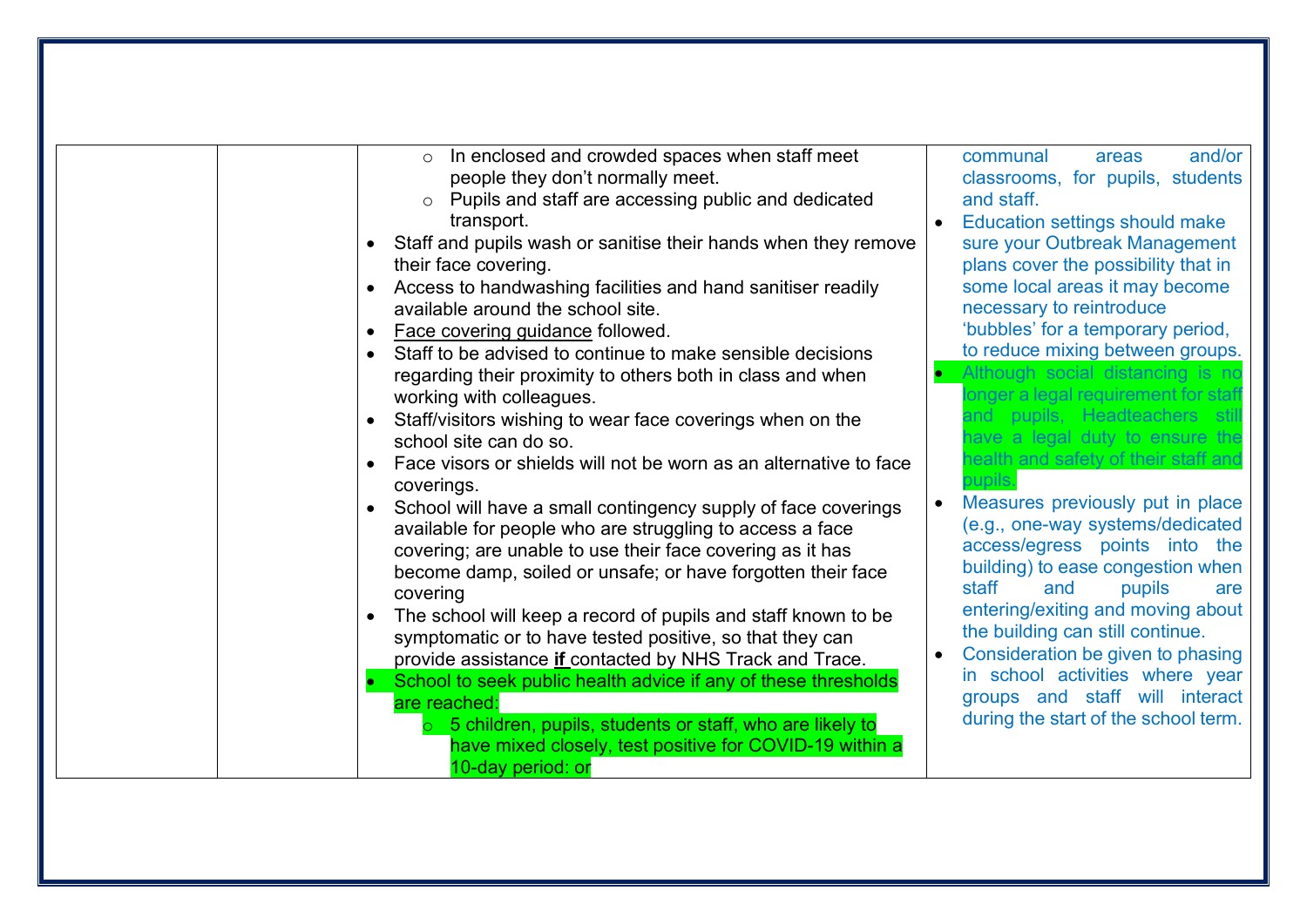|  |  |  |  |
|---|---|---|---|
|  |  | ◦ In enclosed and crowded spaces when staff meet people they don't normally meet.<br>◦ Pupils and staff are accessing public and dedicated transport.<br>• Staff and pupils wash or sanitise their hands when they remove their face covering.<br>• Access to handwashing facilities and hand sanitiser readily available around the school site.<br>• Face covering guidance followed.<br>• Staff to be advised to continue to make sensible decisions regarding their proximity to others both in class and when working with colleagues.<br>• Staff/visitors wishing to wear face coverings when on the school site can do so.<br>• Face visors or shields will not be worn as an alternative to face coverings.<br>• School will have a small contingency supply of face coverings available for people who are struggling to access a face covering; are unable to use their face covering as it has become damp, soiled or unsafe; or have forgotten their face covering<br>• The school will keep a record of pupils and staff known to be symptomatic or to have tested positive, so that they can provide assistance **if** contacted by NHS Track and Trace.<br>• School to seek public health advice if any of these thresholds are reached:<br>◦ 5 children, pupils, students or staff, who are likely to have mixed closely, test positive for COVID-19 within a 10-day period: or | communal areas and/or classrooms, for pupils, students and staff.<br>• Education settings should make sure your Outbreak Management plans cover the possibility that in some local areas it may become necessary to reintroduce 'bubbles' for a temporary period, to reduce mixing between groups.<br>• Although social distancing is no longer a legal requirement for staff and pupils, Headteachers still have a legal duty to ensure the health and safety of their staff and pupils.<br>• Measures previously put in place (e.g., one-way systems/dedicated access/egress points into the building) to ease congestion when staff and pupils are entering/exiting and moving about the building can still continue.<br>• Consideration be given to phasing in school activities where year groups and staff will interact during the start of the school term. |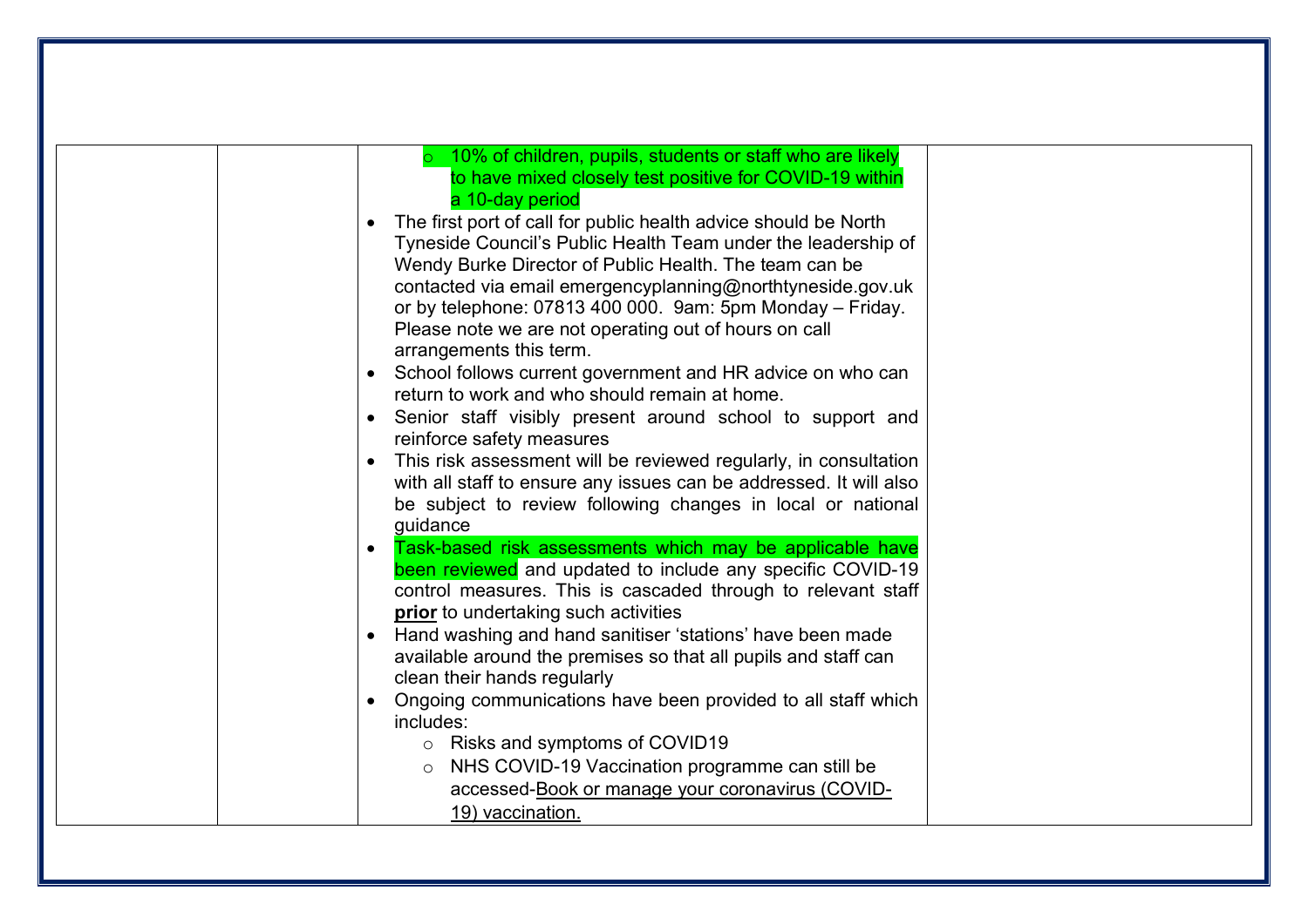| | | <ul><li>10% of children, pupils, students or staff who are likely to have mixed closely test positive for COVID-19 within a 10-day period</li></ul><ul><li>The first port of call for public health advice should be North Tyneside Council's Public Health Team under the leadership of Wendy Burke Director of Public Health. The team can be contacted via email emergencyplanning@northtyneside.gov.uk or by telephone: 07813 400 000. 9am: 5pm Monday – Friday. Please note we are not operating out of hours on call arrangements this term.</li><li>School follows current government and HR advice on who can return to work and who should remain at home.</li><li>Senior staff visibly present around school to support and reinforce safety measures</li><li>This risk assessment will be reviewed regularly, in consultation with all staff to ensure any issues can be addressed. It will also be subject to review following changes in local or national guidance</li><li>Task-based risk assessments which may be applicable have been reviewed and updated to include any specific COVID-19 control measures. This is cascaded through to relevant staff **prior** to undertaking such activities</li><li>Hand washing and hand sanitiser 'stations' have been made available around the premises so that all pupils and staff can clean their hands regularly</li><li>Ongoing communications have been provided to all staff which includes:<ul><li>Risks and symptoms of COVID19</li><li>NHS COVID-19 Vaccination programme can still be accessed-Book or manage your coronavirus (COVID-19) vaccination.</li></ul></li></ul> | |
|---|---|---|---|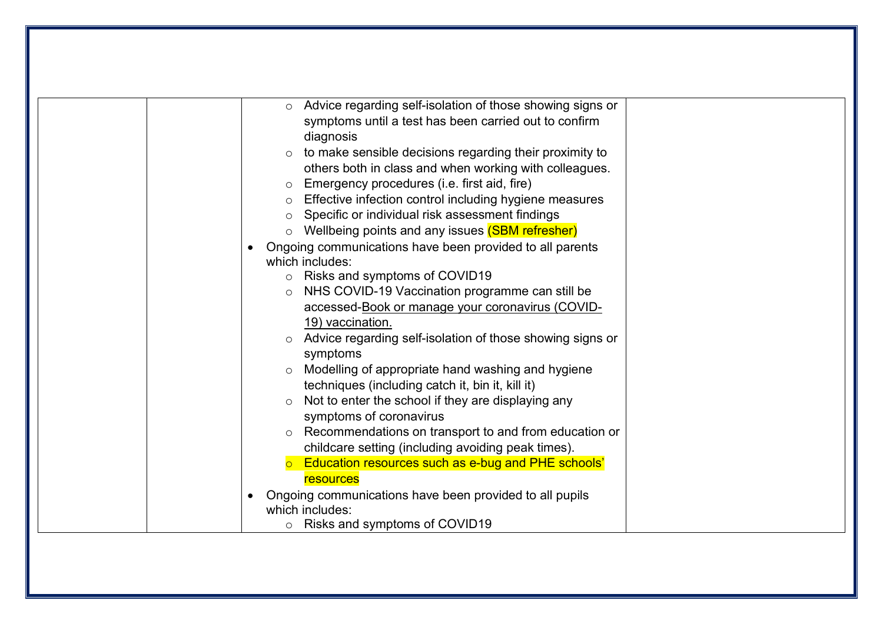| | | | |
|---|---|---|---|
| | | <ul><li>Advice regarding self-isolation of those showing signs or symptoms until a test has been carried out to confirm diagnosis</li><li>to make sensible decisions regarding their proximity to others both in class and when working with colleagues.</li><li>Emergency procedures (i.e. first aid, fire)</li><li>Effective infection control including hygiene measures</li><li>Specific or individual risk assessment findings</li><li>Wellbeing points and any issues (SBM refresher)</li></ul><ul><li>Ongoing communications have been provided to all parents which includes:<ul><li>Risks and symptoms of COVID19</li><li>NHS COVID-19 Vaccination programme can still be accessed-Book or manage your coronavirus (COVID-19) vaccination.</li><li>Advice regarding self-isolation of those showing signs or symptoms</li><li>Modelling of appropriate hand washing and hygiene techniques (including catch it, bin it, kill it)</li><li>Not to enter the school if they are displaying any symptoms of coronavirus</li><li>Recommendations on transport to and from education or childcare setting (including avoiding peak times).</li><li>Education resources such as e-bug and PHE schools' resources</li></ul></li><li>Ongoing communications have been provided to all pupils which includes:<ul><li>Risks and symptoms of COVID19</li></ul></li></ul> | |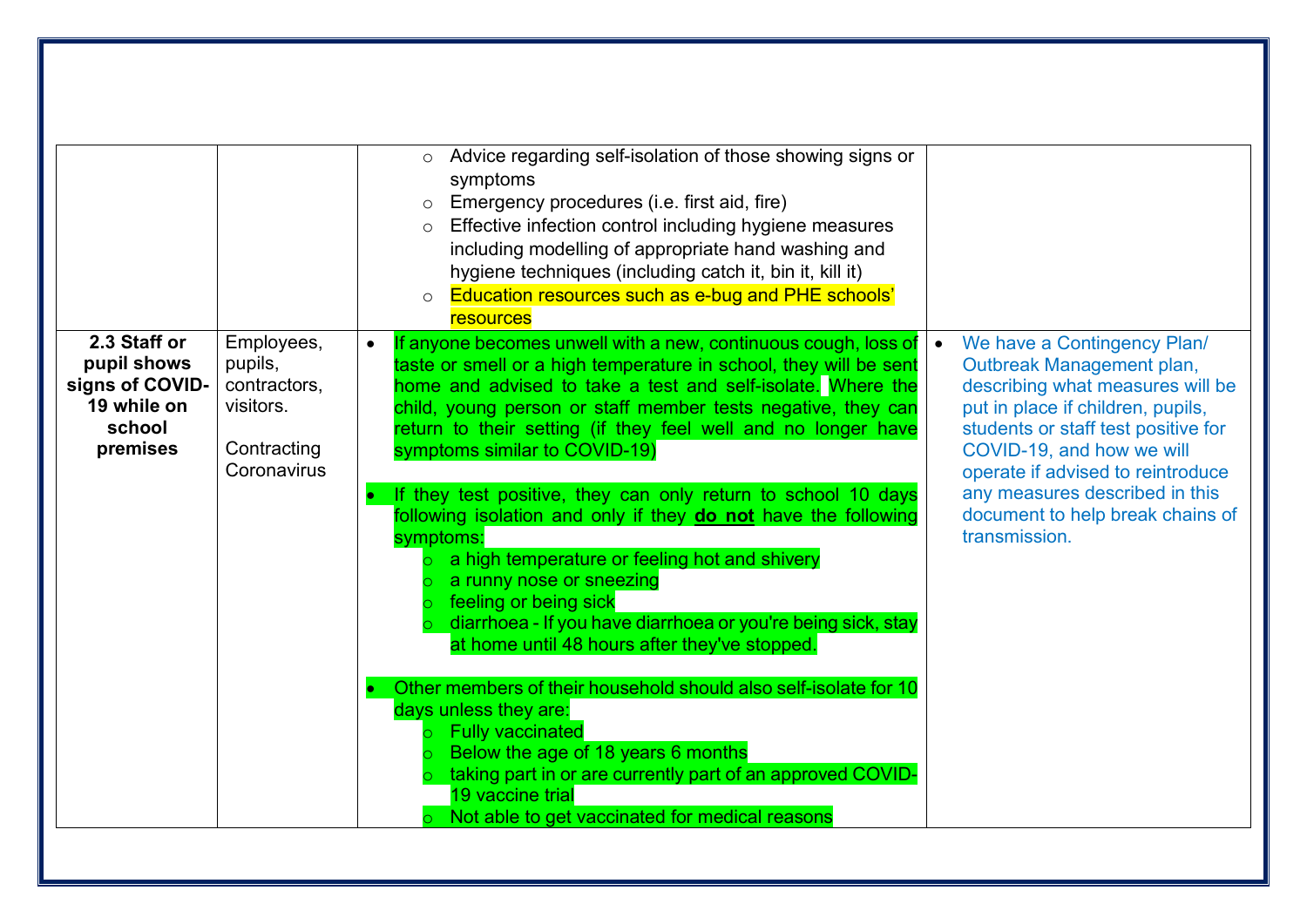| | | | |
|---|---|---|---|
| | | ○ Advice regarding self-isolation of those showing signs or symptoms<br>○ Emergency procedures (i.e. first aid, fire)<br>○ Effective infection control including hygiene measures including modelling of appropriate hand washing and hygiene techniques (including catch it, bin it, kill it)<br>○ Education resources such as e-bug and PHE schools' resources | |
| **2.3 Staff or pupil shows signs of COVID-19 while on school premises** | Employees, pupils, contractors, visitors.<br><br>Contracting Coronavirus | • If anyone becomes unwell with a new, continuous cough, loss of taste or smell or a high temperature in school, they will be sent home and advised to take a test and self-isolate. Where the child, young person or staff member tests negative, they can return to their setting (if they feel well and no longer have symptoms similar to COVID-19)<br><br>• If they test positive, they can only return to school 10 days following isolation and only if they **do not** have the following symptoms:<br>○ a high temperature or feeling hot and shivery<br>○ a runny nose or sneezing<br>○ feeling or being sick<br>○ diarrhoea - If you have diarrhoea or you're being sick, stay at home until 48 hours after they've stopped.<br><br>• Other members of their household should also self-isolate for 10 days unless they are:<br>○ Fully vaccinated<br>○ Below the age of 18 years 6 months<br>○ taking part in or are currently part of an approved COVID-19 vaccine trial<br>○ Not able to get vaccinated for medical reasons | • We have a Contingency Plan/ Outbreak Management plan, describing what measures will be put in place if children, pupils, students or staff test positive for COVID-19, and how we will operate if advised to reintroduce any measures described in this document to help break chains of transmission. |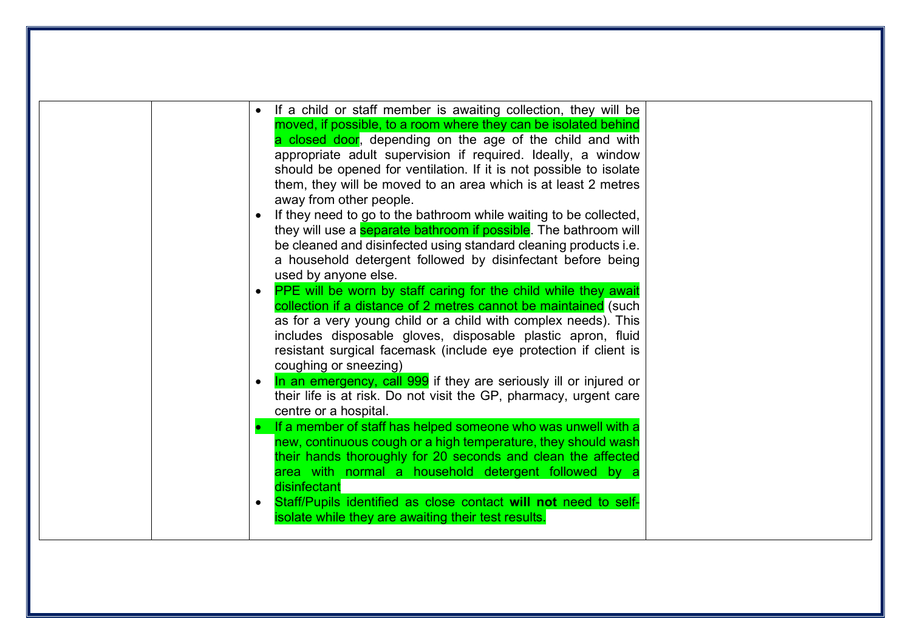| | | | |
|---|---|---|---|
| | | • If a child or staff member is awaiting collection, they will be moved, if possible, to a room where they can be isolated behind a closed door, depending on the age of the child and with appropriate adult supervision if required. Ideally, a window should be opened for ventilation. If it is not possible to isolate them, they will be moved to an area which is at least 2 metres away from other people.<br>• If they need to go to the bathroom while waiting to be collected, they will use a separate bathroom if possible. The bathroom will be cleaned and disinfected using standard cleaning products i.e. a household detergent followed by disinfectant before being used by anyone else.<br>• PPE will be worn by staff caring for the child while they await collection if a distance of 2 metres cannot be maintained (such as for a very young child or a child with complex needs). This includes disposable gloves, disposable plastic apron, fluid resistant surgical facemask (include eye protection if client is coughing or sneezing)<br>• In an emergency, call 999 if they are seriously ill or injured or their life is at risk. Do not visit the GP, pharmacy, urgent care centre or a hospital.<br>• If a member of staff has helped someone who was unwell with a new, continuous cough or a high temperature, they should wash their hands thoroughly for 20 seconds and clean the affected area with normal a household detergent followed by a disinfectant<br>• Staff/Pupils identified as close contact **will not** need to self-isolate while they are awaiting their test results. | |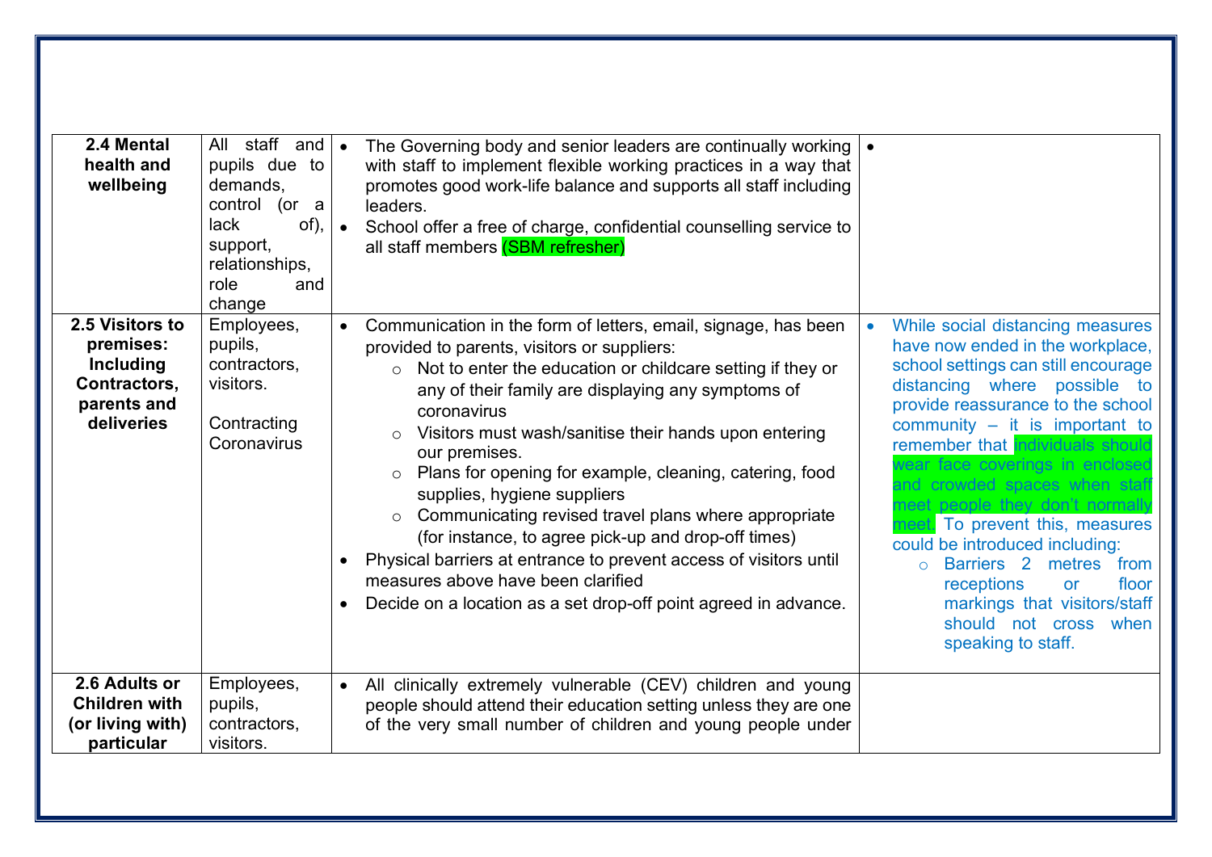| | | | |
|---|---|---|---|
| **2.4 Mental health and wellbeing** | All staff and pupils due to demands, control (or a lack of), support, relationships, role and change | • The Governing body and senior leaders are continually working with staff to implement flexible working practices in a way that promotes good work-life balance and supports all staff including leaders.<br>• School offer a free of charge, confidential counselling service to all staff members (SBM refresher) | • |
| **2.5 Visitors to premises: Including Contractors, parents and deliveries** | Employees, pupils, contractors, visitors.<br><br>Contracting Coronavirus | • Communication in the form of letters, email, signage, has been provided to parents, visitors or suppliers:<br>  ○ Not to enter the education or childcare setting if they or any of their family are displaying any symptoms of coronavirus<br>  ○ Visitors must wash/sanitise their hands upon entering our premises.<br>  ○ Plans for opening for example, cleaning, catering, food supplies, hygiene suppliers<br>  ○ Communicating revised travel plans where appropriate (for instance, to agree pick-up and drop-off times)<br>• Physical barriers at entrance to prevent access of visitors until measures above have been clarified<br>• Decide on a location as a set drop-off point agreed in advance. | • While social distancing measures have now ended in the workplace, school settings can still encourage distancing where possible to provide reassurance to the school community – it is important to remember that individuals should wear face coverings in enclosed and crowded spaces when staff meet people they don't normally meet. To prevent this, measures could be introduced including:<br>  ○ Barriers 2 metres from receptions or floor markings that visitors/staff should not cross when speaking to staff. |
| **2.6 Adults or Children with (or living with) particular** | Employees, pupils, contractors, visitors. | • All clinically extremely vulnerable (CEV) children and young people should attend their education setting unless they are one of the very small number of children and young people under | |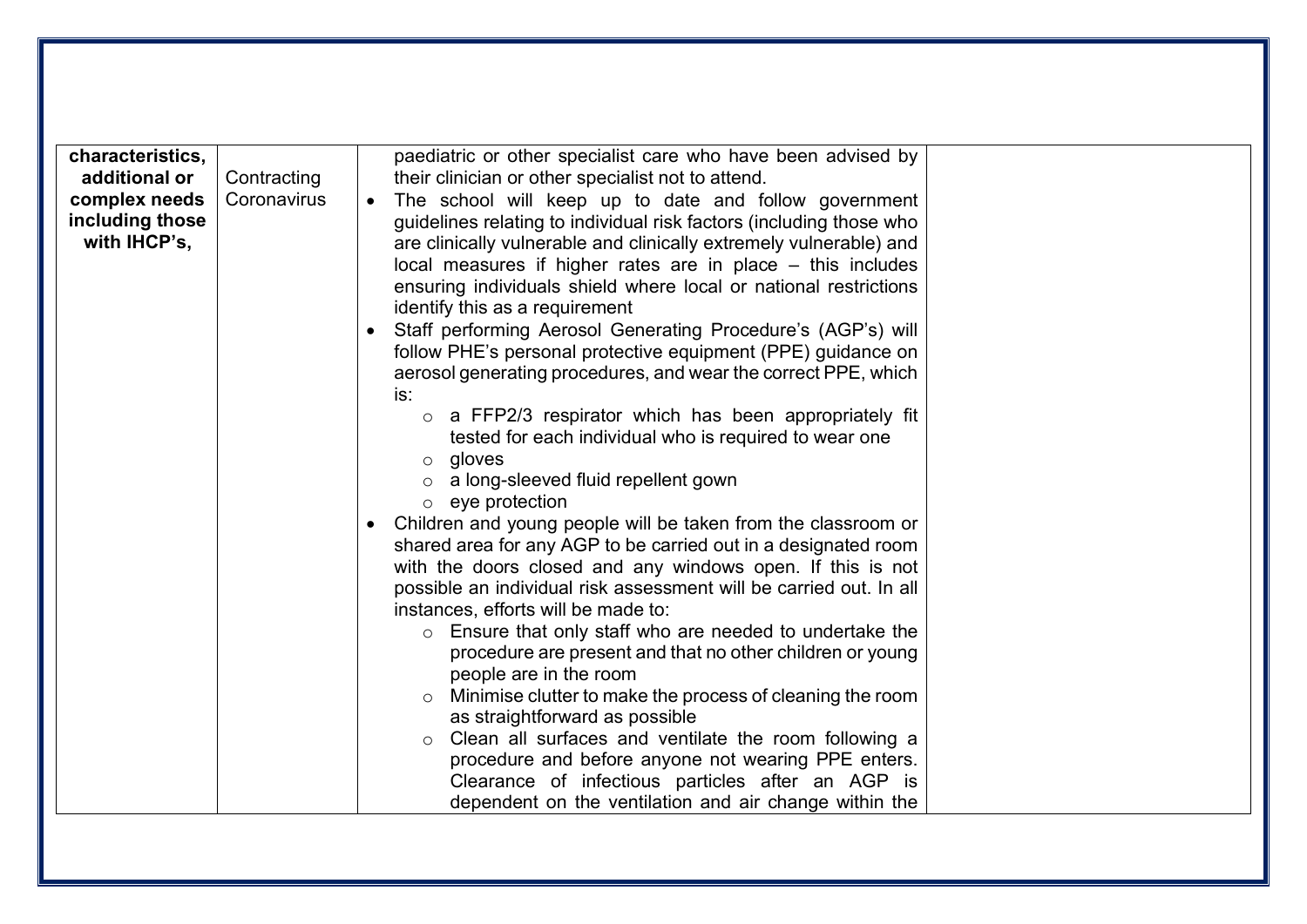| characteristics, additional or complex needs including those with IHCP's, | Contracting Coronavirus | paediatric or other specialist care who have been advised by their clinician or other specialist not to attend.<br>• The school will keep up to date and follow government guidelines relating to individual risk factors (including those who are clinically vulnerable and clinically extremely vulnerable) and local measures if higher rates are in place – this includes ensuring individuals shield where local or national restrictions identify this as a requirement<br>• Staff performing Aerosol Generating Procedure's (AGP's) will follow PHE's personal protective equipment (PPE) guidance on aerosol generating procedures, and wear the correct PPE, which is:<br>&nbsp;&nbsp;&nbsp;&nbsp;○ a FFP2/3 respirator which has been appropriately fit tested for each individual who is required to wear one<br>&nbsp;&nbsp;&nbsp;&nbsp;○ gloves<br>&nbsp;&nbsp;&nbsp;&nbsp;○ a long-sleeved fluid repellent gown<br>&nbsp;&nbsp;&nbsp;&nbsp;○ eye protection<br>• Children and young people will be taken from the classroom or shared area for any AGP to be carried out in a designated room with the doors closed and any windows open. If this is not possible an individual risk assessment will be carried out. In all instances, efforts will be made to:<br>&nbsp;&nbsp;&nbsp;&nbsp;○ Ensure that only staff who are needed to undertake the procedure are present and that no other children or young people are in the room<br>&nbsp;&nbsp;&nbsp;&nbsp;○ Minimise clutter to make the process of cleaning the room as straightforward as possible<br>&nbsp;&nbsp;&nbsp;&nbsp;○ Clean all surfaces and ventilate the room following a procedure and before anyone not wearing PPE enters. Clearance of infectious particles after an AGP is dependent on the ventilation and air change within the | |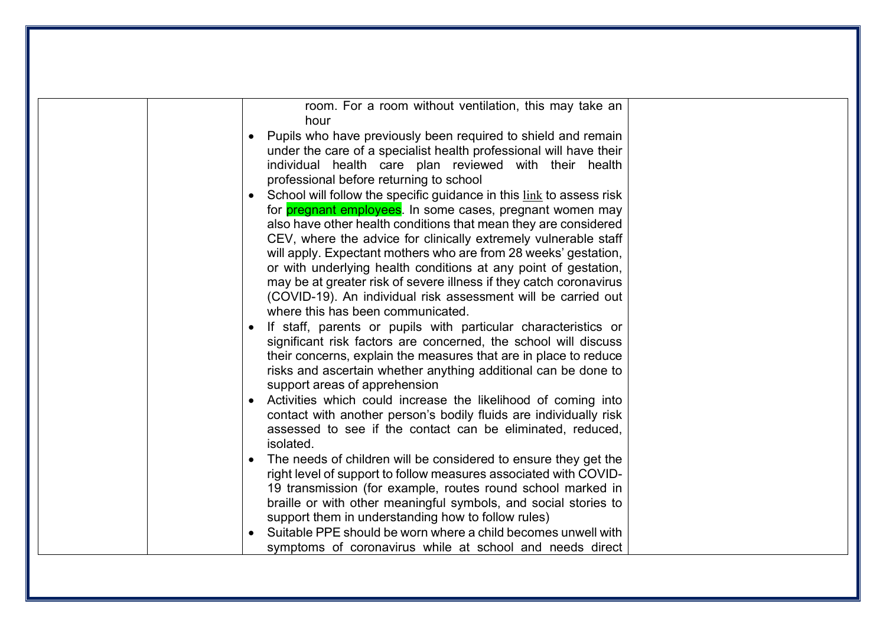| | | | |
|---|---|---|---|
| | | room. For a room without ventilation, this may take an hour<br>• Pupils who have previously been required to shield and remain under the care of a specialist health professional will have their individual health care plan reviewed with their health professional before returning to school<br>• School will follow the specific guidance in this link to assess risk for pregnant employees. In some cases, pregnant women may also have other health conditions that mean they are considered CEV, where the advice for clinically extremely vulnerable staff will apply. Expectant mothers who are from 28 weeks' gestation, or with underlying health conditions at any point of gestation, may be at greater risk of severe illness if they catch coronavirus (COVID-19). An individual risk assessment will be carried out where this has been communicated.<br>• If staff, parents or pupils with particular characteristics or significant risk factors are concerned, the school will discuss their concerns, explain the measures that are in place to reduce risks and ascertain whether anything additional can be done to support areas of apprehension<br>• Activities which could increase the likelihood of coming into contact with another person's bodily fluids are individually risk assessed to see if the contact can be eliminated, reduced, isolated.<br>• The needs of children will be considered to ensure they get the right level of support to follow measures associated with COVID-19 transmission (for example, routes round school marked in braille or with other meaningful symbols, and social stories to support them in understanding how to follow rules)<br>• Suitable PPE should be worn where a child becomes unwell with symptoms of coronavirus while at school and needs direct | |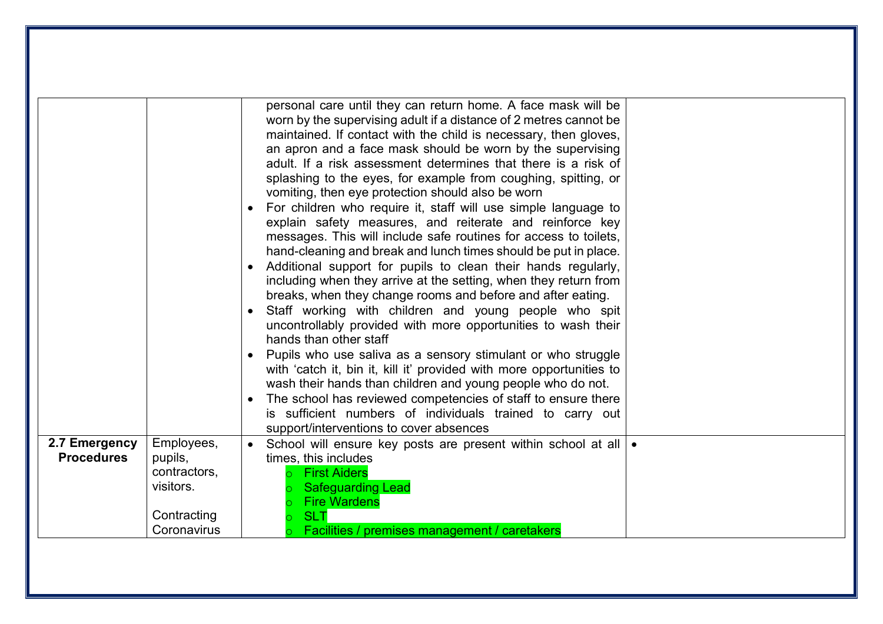| | | | |
|---|---|---|---|
| | | personal care until they can return home. A face mask will be worn by the supervising adult if a distance of 2 metres cannot be maintained. If contact with the child is necessary, then gloves, an apron and a face mask should be worn by the supervising adult. If a risk assessment determines that there is a risk of splashing to the eyes, for example from coughing, spitting, or vomiting, then eye protection should also be worn<br>• For children who require it, staff will use simple language to explain safety measures, and reiterate and reinforce key messages. This will include safe routines for access to toilets, hand-cleaning and break and lunch times should be put in place.<br>• Additional support for pupils to clean their hands regularly, including when they arrive at the setting, when they return from breaks, when they change rooms and before and after eating.<br>• Staff working with children and young people who spit uncontrollably provided with more opportunities to wash their hands than other staff<br>• Pupils who use saliva as a sensory stimulant or who struggle with 'catch it, bin it, kill it' provided with more opportunities to wash their hands than children and young people who do not.<br>• The school has reviewed competencies of staff to ensure there is sufficient numbers of individuals trained to carry out support/interventions to cover absences | |
| **2.7 Emergency Procedures** | Employees, pupils, contractors, visitors.<br><br>Contracting Coronavirus | • School will ensure key posts are present within school at all times, this includes<br>&nbsp;&nbsp;o First Aiders<br>&nbsp;&nbsp;o Safeguarding Lead<br>&nbsp;&nbsp;o Fire Wardens<br>&nbsp;&nbsp;o SLT<br>&nbsp;&nbsp;o Facilities / premises management / caretakers | • |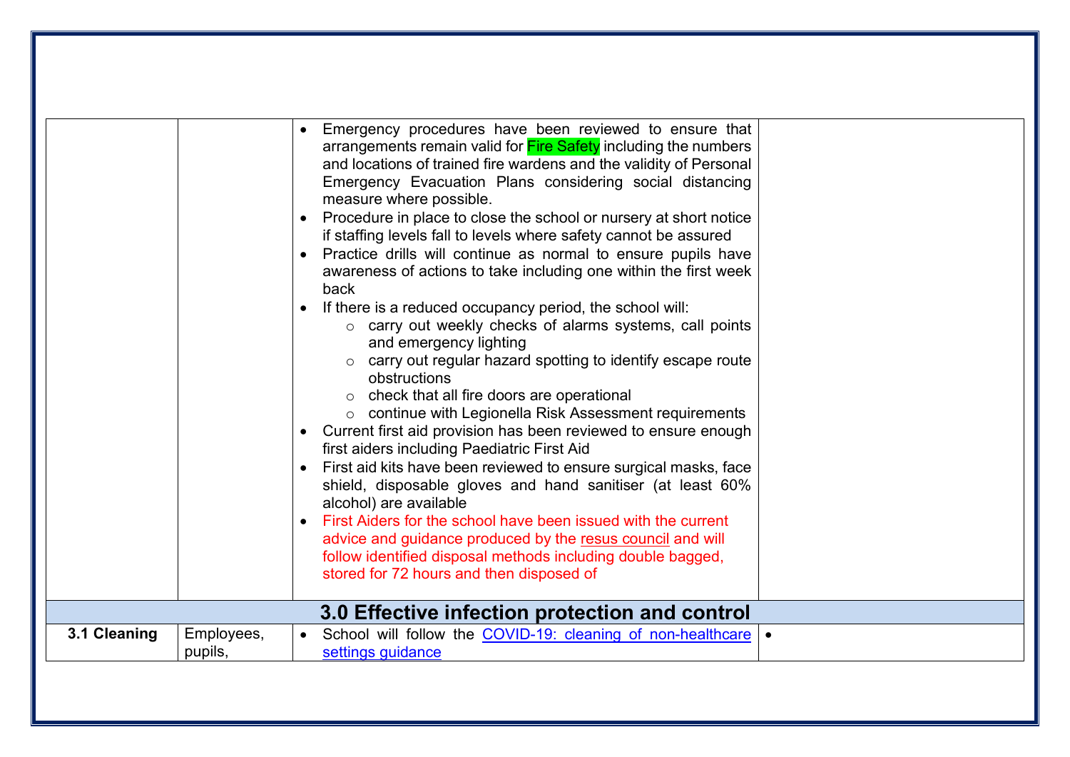| | | | |
|---|---|---|---|
| | | • Emergency procedures have been reviewed to ensure that arrangements remain valid for Fire Safety including the numbers and locations of trained fire wardens and the validity of Personal Emergency Evacuation Plans considering social distancing measure where possible.<br>• Procedure in place to close the school or nursery at short notice if staffing levels fall to levels where safety cannot be assured<br>• Practice drills will continue as normal to ensure pupils have awareness of actions to take including one within the first week back<br>• If there is a reduced occupancy period, the school will:<br>&nbsp;&nbsp;&nbsp;&nbsp;○ carry out weekly checks of alarms systems, call points and emergency lighting<br>&nbsp;&nbsp;&nbsp;&nbsp;○ carry out regular hazard spotting to identify escape route obstructions<br>&nbsp;&nbsp;&nbsp;&nbsp;○ check that all fire doors are operational<br>&nbsp;&nbsp;&nbsp;&nbsp;○ continue with Legionella Risk Assessment requirements<br>• Current first aid provision has been reviewed to ensure enough first aiders including Paediatric First Aid<br>• First aid kits have been reviewed to ensure surgical masks, face shield, disposable gloves and hand sanitiser (at least 60% alcohol) are available<br>• First Aiders for the school have been issued with the current advice and guidance produced by the resus council and will follow identified disposal methods including double bagged, stored for 72 hours and then disposed of | |
| **3.0 Effective infection protection and control** | | | |
| **3.1 Cleaning** | Employees, pupils, | • School will follow the COVID-19: cleaning of non-healthcare settings guidance | • |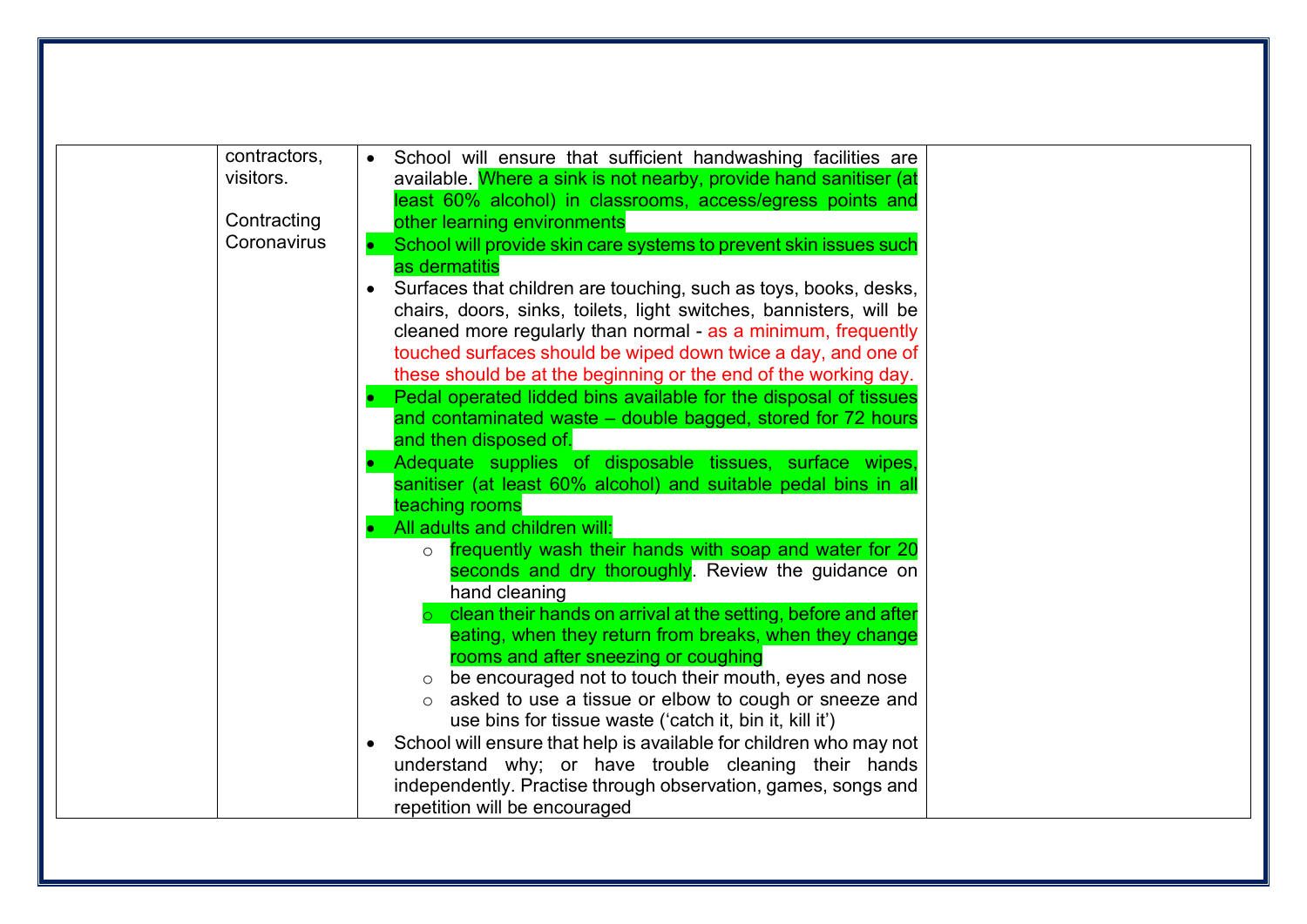|  |  |  |  |
|---|---|---|---|
|  | contractors, visitors.<br><br>Contracting Coronavirus | • School will ensure that sufficient handwashing facilities are available. Where a sink is not nearby, provide hand sanitiser (at least 60% alcohol) in classrooms, access/egress points and other learning environments<br>• School will provide skin care systems to prevent skin issues such as dermatitis<br>• Surfaces that children are touching, such as toys, books, desks, chairs, doors, sinks, toilets, light switches, bannisters, will be cleaned more regularly than normal - as a minimum, frequently touched surfaces should be wiped down twice a day, and one of these should be at the beginning or the end of the working day.<br>• Pedal operated lidded bins available for the disposal of tissues and contaminated waste – double bagged, stored for 72 hours and then disposed of.<br>• Adequate supplies of disposable tissues, surface wipes, sanitiser (at least 60% alcohol) and suitable pedal bins in all teaching rooms<br>• All adults and children will:<br>  ○ frequently wash their hands with soap and water for 20 seconds and dry thoroughly. Review the guidance on hand cleaning<br>  ○ clean their hands on arrival at the setting, before and after eating, when they return from breaks, when they change rooms and after sneezing or coughing<br>  ○ be encouraged not to touch their mouth, eyes and nose<br>  ○ asked to use a tissue or elbow to cough or sneeze and use bins for tissue waste ('catch it, bin it, kill it')<br>• School will ensure that help is available for children who may not understand why; or have trouble cleaning their hands independently. Practise through observation, games, songs and repetition will be encouraged |  |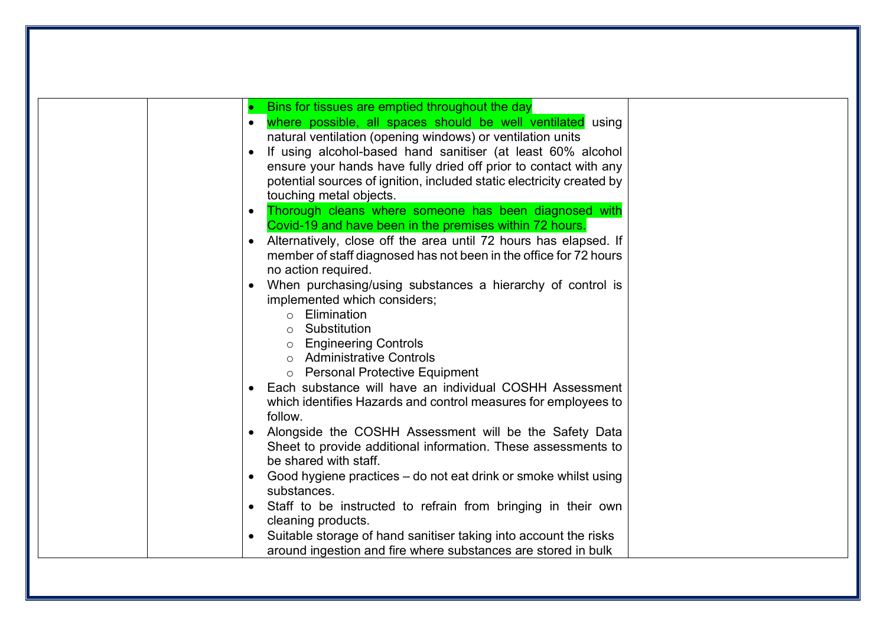| | | | |
|---|---|---|---|
| | | • Bins for tissues are emptied throughout the day<br>• where possible, all spaces should be well ventilated using natural ventilation (opening windows) or ventilation units<br>• If using alcohol-based hand sanitiser (at least 60% alcohol ensure your hands have fully dried off prior to contact with any potential sources of ignition, included static electricity created by touching metal objects.<br>• Thorough cleans where someone has been diagnosed with Covid-19 and have been in the premises within 72 hours.<br>• Alternatively, close off the area until 72 hours has elapsed. If member of staff diagnosed has not been in the office for 72 hours no action required.<br>• When purchasing/using substances a hierarchy of control is implemented which considers;<br>&nbsp;&nbsp;&nbsp;&nbsp;○ Elimination<br>&nbsp;&nbsp;&nbsp;&nbsp;○ Substitution<br>&nbsp;&nbsp;&nbsp;&nbsp;○ Engineering Controls<br>&nbsp;&nbsp;&nbsp;&nbsp;○ Administrative Controls<br>&nbsp;&nbsp;&nbsp;&nbsp;○ Personal Protective Equipment<br>• Each substance will have an individual COSHH Assessment which identifies Hazards and control measures for employees to follow.<br>• Alongside the COSHH Assessment will be the Safety Data Sheet to provide additional information. These assessments to be shared with staff.<br>• Good hygiene practices – do not eat drink or smoke whilst using substances.<br>• Staff to be instructed to refrain from bringing in their own cleaning products.<br>• Suitable storage of hand sanitiser taking into account the risks around ingestion and fire where substances are stored in bulk | |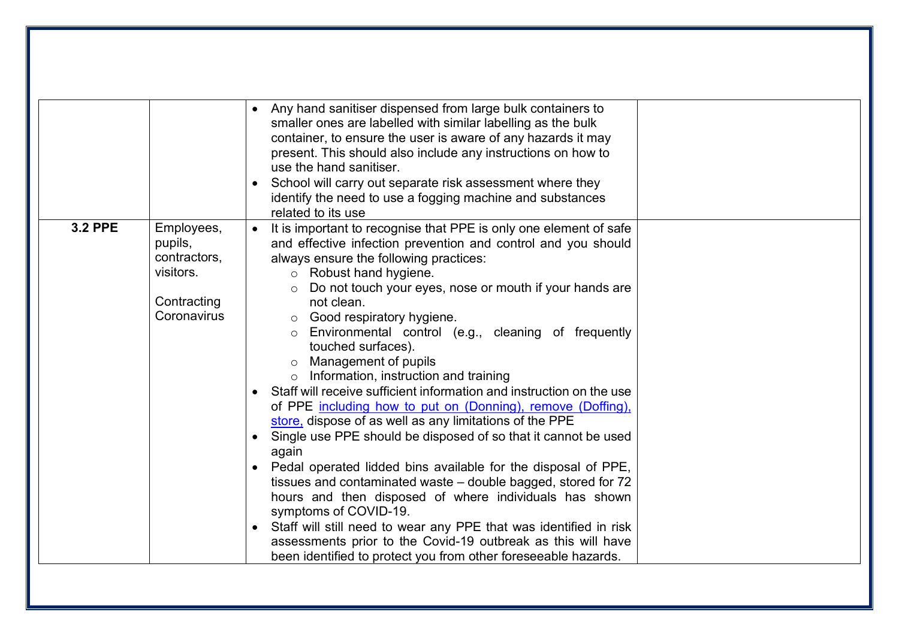| | | | |
|---|---|---|---|
| | | • Any hand sanitiser dispensed from large bulk containers to smaller ones are labelled with similar labelling as the bulk container, to ensure the user is aware of any hazards it may present. This should also include any instructions on how to use the hand sanitiser.<br>• School will carry out separate risk assessment where they identify the need to use a fogging machine and substances related to its use | |
| **3.2 PPE** | Employees, pupils, contractors, visitors.<br><br>Contracting Coronavirus | • It is important to recognise that PPE is only one element of safe and effective infection prevention and control and you should always ensure the following practices:<br>  ○ Robust hand hygiene.<br>  ○ Do not touch your eyes, nose or mouth if your hands are not clean.<br>  ○ Good respiratory hygiene.<br>  ○ Environmental control (e.g., cleaning of frequently touched surfaces).<br>  ○ Management of pupils<br>  ○ Information, instruction and training<br>• Staff will receive sufficient information and instruction on the use of PPE including how to put on (Donning), remove (Doffing), store, dispose of as well as any limitations of the PPE<br>• Single use PPE should be disposed of so that it cannot be used again<br>• Pedal operated lidded bins available for the disposal of PPE, tissues and contaminated waste – double bagged, stored for 72 hours and then disposed of where individuals has shown symptoms of COVID-19.<br>• Staff will still need to wear any PPE that was identified in risk assessments prior to the Covid-19 outbreak as this will have been identified to protect you from other foreseeable hazards. | |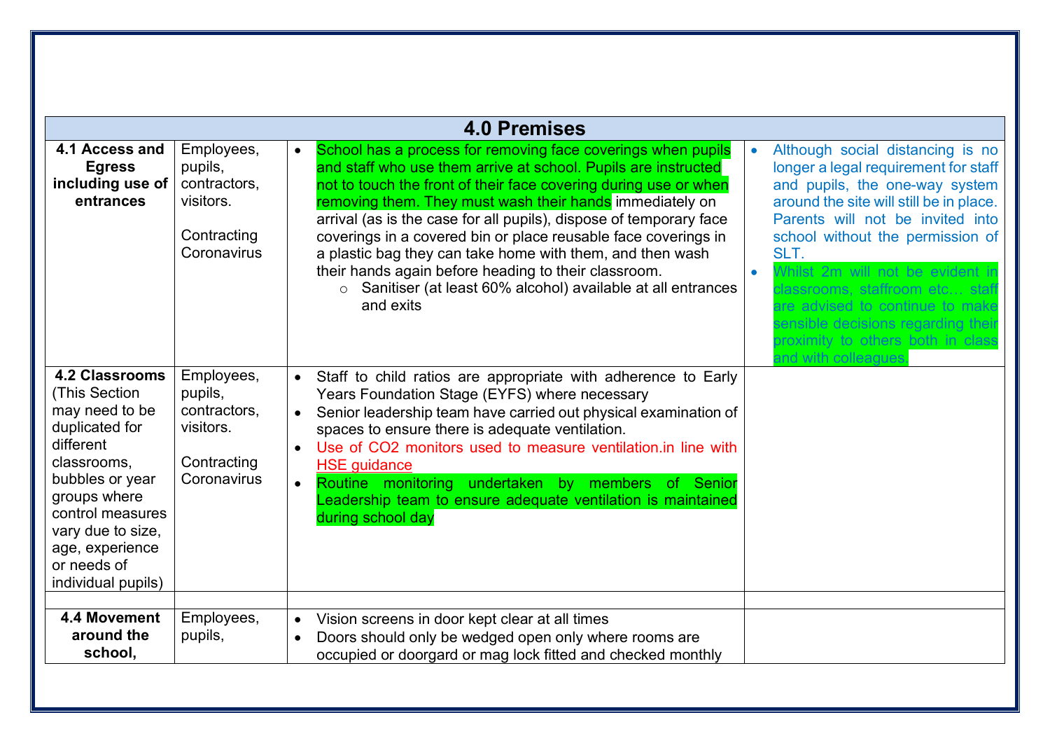| 4.0 Premises | | | |
|---|---|---|---|
| **4.1 Access and Egress including use of entrances** | Employees, pupils, contractors, visitors.<br><br>Contracting Coronavirus | • School has a process for removing face coverings when pupils and staff who use them arrive at school. Pupils are instructed not to touch the front of their face covering during use or when removing them. They must wash their hands immediately on arrival (as is the case for all pupils), dispose of temporary face coverings in a covered bin or place reusable face coverings in a plastic bag they can take home with them, and then wash their hands again before heading to their classroom.<br>&nbsp;&nbsp;&nbsp;&nbsp;o Sanitiser (at least 60% alcohol) available at all entrances and exits | • Although social distancing is no longer a legal requirement for staff and pupils, the one-way system around the site will still be in place. Parents will not be invited into school without the permission of SLT.<br>• Whilst 2m will not be evident in classrooms, staffroom etc… staff are advised to continue to make sensible decisions regarding their proximity to others both in class and with colleagues. |
| **4.2 Classrooms** (This Section may need to be duplicated for different classrooms, bubbles or year groups where control measures vary due to size, age, experience or needs of individual pupils) | Employees, pupils, contractors, visitors.<br><br>Contracting Coronavirus | • Staff to child ratios are appropriate with adherence to Early Years Foundation Stage (EYFS) where necessary<br>• Senior leadership team have carried out physical examination of spaces to ensure there is adequate ventilation.<br>• Use of $CO_2$ monitors used to measure ventilation.in line with HSE guidance<br>• Routine monitoring undertaken by members of Senior Leadership team to ensure adequate ventilation is maintained during school day | |
| | | | |
| **4.4 Movement around the school,** | Employees, pupils, | • Vision screens in door kept clear at all times<br>• Doors should only be wedged open only where rooms are occupied or doorgard or mag lock fitted and checked monthly | |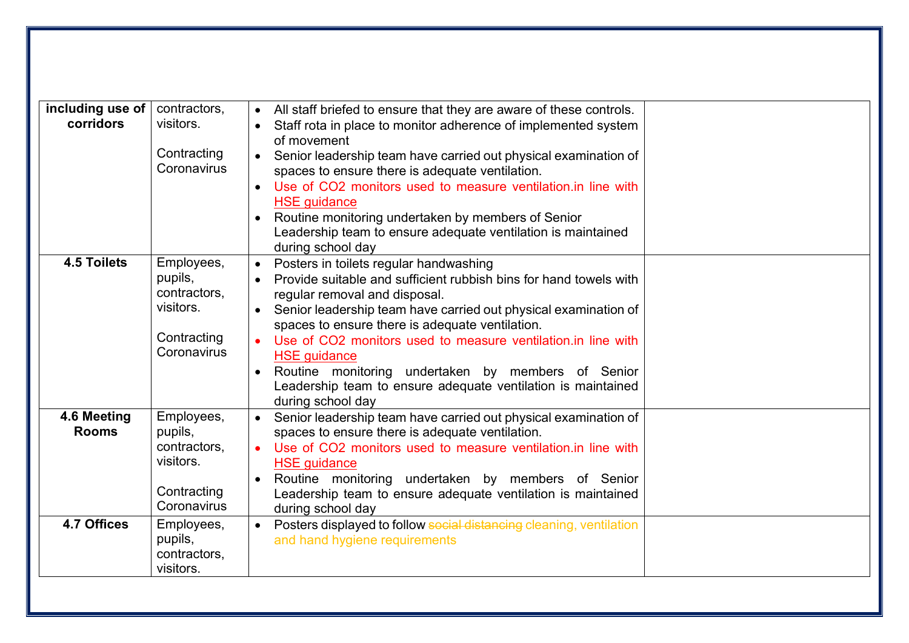| including use of corridors | contractors, visitors.<br><br>Contracting Coronavirus | • All staff briefed to ensure that they are aware of these controls.<br>• Staff rota in place to monitor adherence of implemented system of movement<br>• Senior leadership team have carried out physical examination of spaces to ensure there is adequate ventilation.<br>• Use of $CO_2$ monitors used to measure ventilation.in line with HSE guidance<br>• Routine monitoring undertaken by members of Senior Leadership team to ensure adequate ventilation is maintained during school day | |
|---|---|---|---|
| **4.5 Toilets** | Employees, pupils, contractors, visitors.<br><br>Contracting Coronavirus | • Posters in toilets regular handwashing<br>• Provide suitable and sufficient rubbish bins for hand towels with regular removal and disposal.<br>• Senior leadership team have carried out physical examination of spaces to ensure there is adequate ventilation.<br>• Use of $CO_2$ monitors used to measure ventilation.in line with HSE guidance<br>• Routine monitoring undertaken by members of Senior Leadership team to ensure adequate ventilation is maintained during school day | |
| **4.6 Meeting Rooms** | Employees, pupils, contractors, visitors.<br><br>Contracting Coronavirus | • Senior leadership team have carried out physical examination of spaces to ensure there is adequate ventilation.<br>• Use of $CO_2$ monitors used to measure ventilation.in line with HSE guidance<br>• Routine monitoring undertaken by members of Senior Leadership team to ensure adequate ventilation is maintained during school day | |
| **4.7 Offices** | Employees, pupils, contractors, visitors. | • Posters displayed to follow ~~social distancing~~ cleaning, ventilation and hand hygiene requirements | |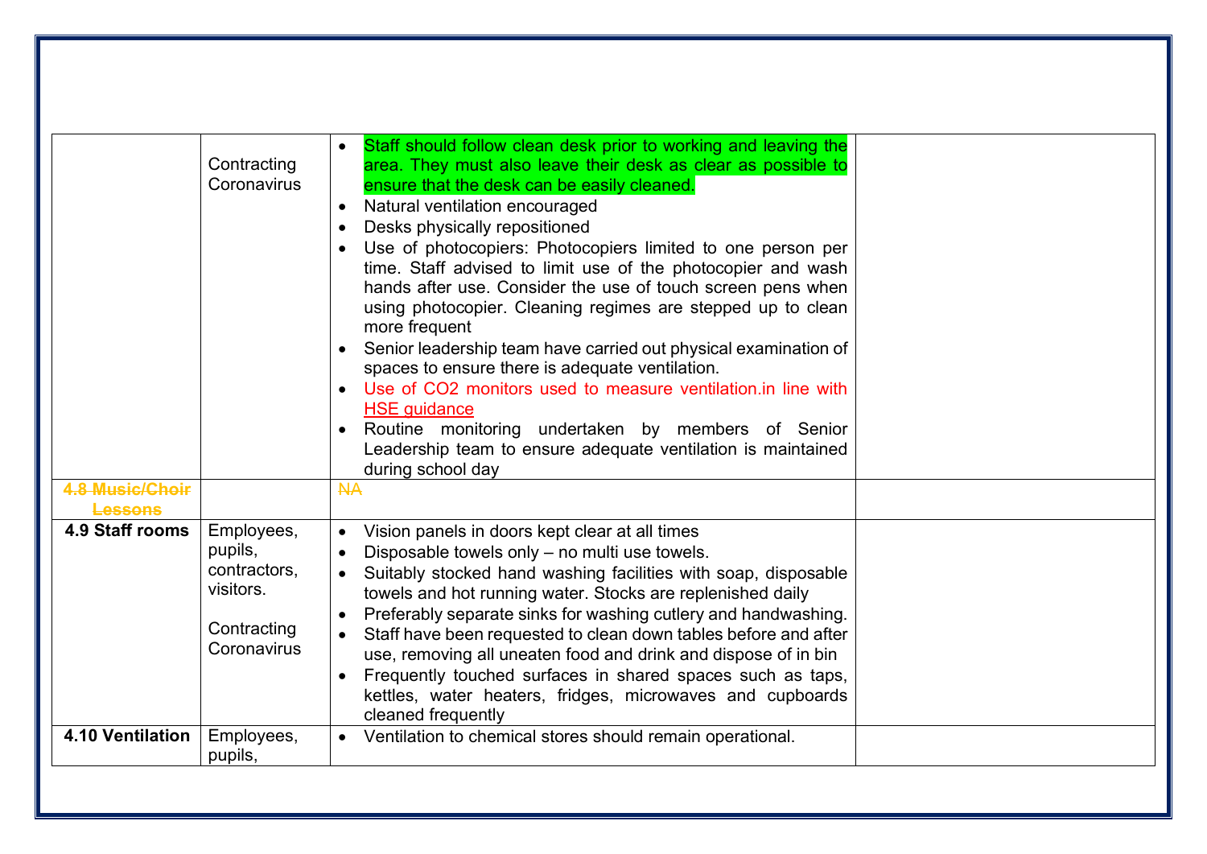| | | | |
|---|---|---|---|
| | Contracting Coronavirus | • Staff should follow clean desk prior to working and leaving the area. They must also leave their desk as clear as possible to ensure that the desk can be easily cleaned.<br>• Natural ventilation encouraged<br>• Desks physically repositioned<br>• Use of photocopiers: Photocopiers limited to one person per time. Staff advised to limit use of the photocopier and wash hands after use. Consider the use of touch screen pens when using photocopier. Cleaning regimes are stepped up to clean more frequent<br>• Senior leadership team have carried out physical examination of spaces to ensure there is adequate ventilation.<br>• Use of CO2 monitors used to measure ventilation.in line with HSE guidance<br>• Routine monitoring undertaken by members of Senior Leadership team to ensure adequate ventilation is maintained during school day | |
| ~~4.8 Music/Choir Lessons~~ | | ~~NA~~ | |
| **4.9 Staff rooms** | Employees, pupils, contractors, visitors.<br><br>Contracting Coronavirus | • Vision panels in doors kept clear at all times<br>• Disposable towels only – no multi use towels.<br>• Suitably stocked hand washing facilities with soap, disposable towels and hot running water. Stocks are replenished daily<br>• Preferably separate sinks for washing cutlery and handwashing.<br>• Staff have been requested to clean down tables before and after use, removing all uneaten food and drink and dispose of in bin<br>• Frequently touched surfaces in shared spaces such as taps, kettles, water heaters, fridges, microwaves and cupboards cleaned frequently | |
| **4.10 Ventilation** | Employees, pupils, | • Ventilation to chemical stores should remain operational. | |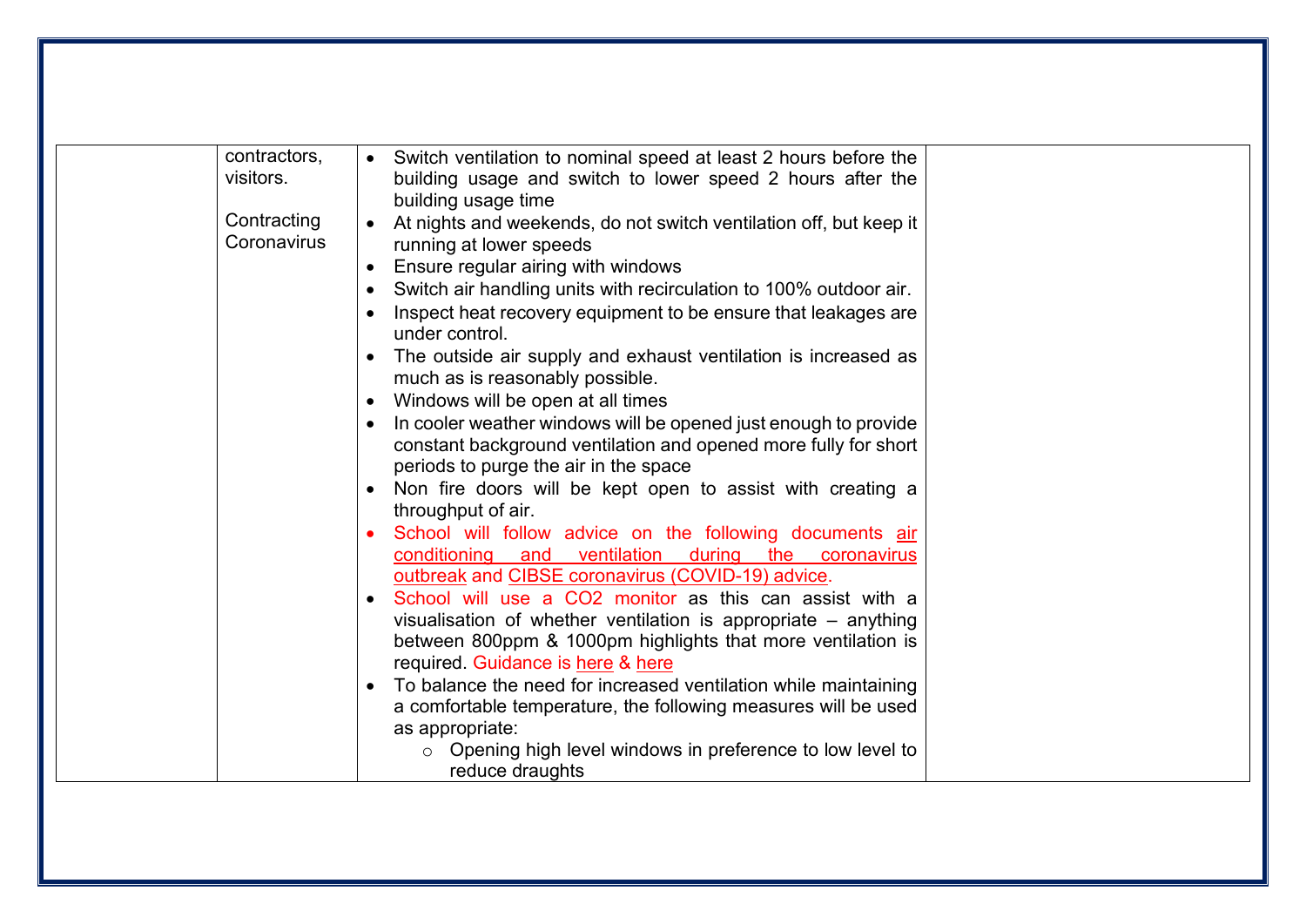|  |  |  |  |
|---|---|---|---|
|  | contractors, visitors.<br><br>Contracting Coronavirus | • Switch ventilation to nominal speed at least 2 hours before the building usage and switch to lower speed 2 hours after the building usage time<br>• At nights and weekends, do not switch ventilation off, but keep it running at lower speeds<br>• Ensure regular airing with windows<br>• Switch air handling units with recirculation to 100% outdoor air.<br>• Inspect heat recovery equipment to be ensure that leakages are under control.<br>• The outside air supply and exhaust ventilation is increased as much as is reasonably possible.<br>• Windows will be open at all times<br>• In cooler weather windows will be opened just enough to provide constant background ventilation and opened more fully for short periods to purge the air in the space<br>• Non fire doors will be kept open to assist with creating a throughput of air.<br>• School will follow advice on the following documents air conditioning and ventilation during the coronavirus outbreak and CIBSE coronavirus (COVID-19) advice.<br>• School will use a $CO_2$ monitor as this can assist with a visualisation of whether ventilation is appropriate – anything between 800ppm & 1000pm highlights that more ventilation is required. Guidance is here & here<br>• To balance the need for increased ventilation while maintaining a comfortable temperature, the following measures will be used as appropriate:<br>&nbsp;&nbsp;&nbsp;&nbsp;○ Opening high level windows in preference to low level to reduce draughts |  |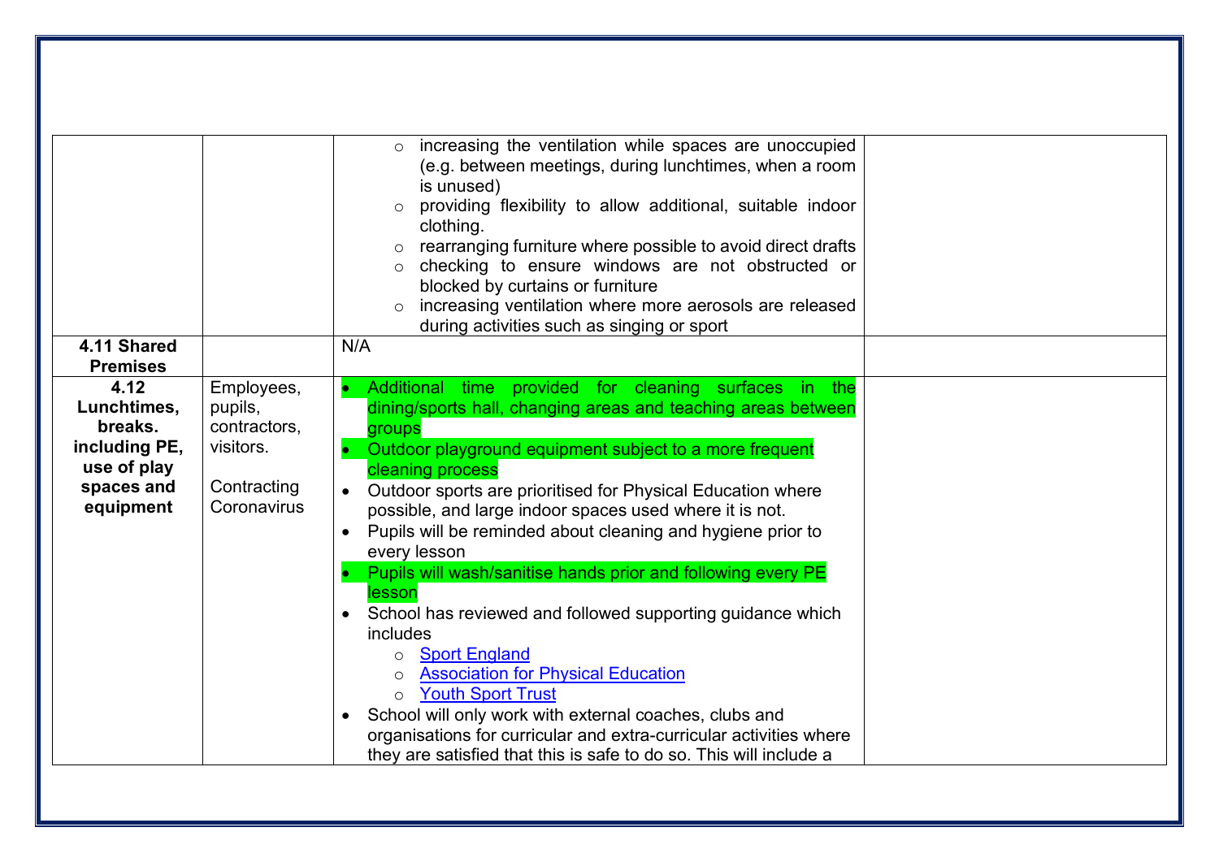| | | | |
|---|---|---|---|
| | | ○ increasing the ventilation while spaces are unoccupied (e.g. between meetings, during lunchtimes, when a room is unused)<br>○ providing flexibility to allow additional, suitable indoor clothing.<br>○ rearranging furniture where possible to avoid direct drafts<br>○ checking to ensure windows are not obstructed or blocked by curtains or furniture<br>○ increasing ventilation where more aerosols are released during activities such as singing or sport | |
| **4.11 Shared Premises** | | N/A | |
| **4.12 Lunchtimes, breaks. including PE, use of play spaces and equipment** | Employees, pupils, contractors, visitors.<br><br>Contracting Coronavirus | • Additional time provided for cleaning surfaces in the dining/sports hall, changing areas and teaching areas between groups<br>• Outdoor playground equipment subject to a more frequent cleaning process<br>• Outdoor sports are prioritised for Physical Education where possible, and large indoor spaces used where it is not.<br>• Pupils will be reminded about cleaning and hygiene prior to every lesson<br>• Pupils will wash/sanitise hands prior and following every PE lesson<br>• School has reviewed and followed supporting guidance which includes<br>○ Sport England<br>○ Association for Physical Education<br>○ Youth Sport Trust<br>• School will only work with external coaches, clubs and organisations for curricular and extra-curricular activities where they are satisfied that this is safe to do so. This will include a | |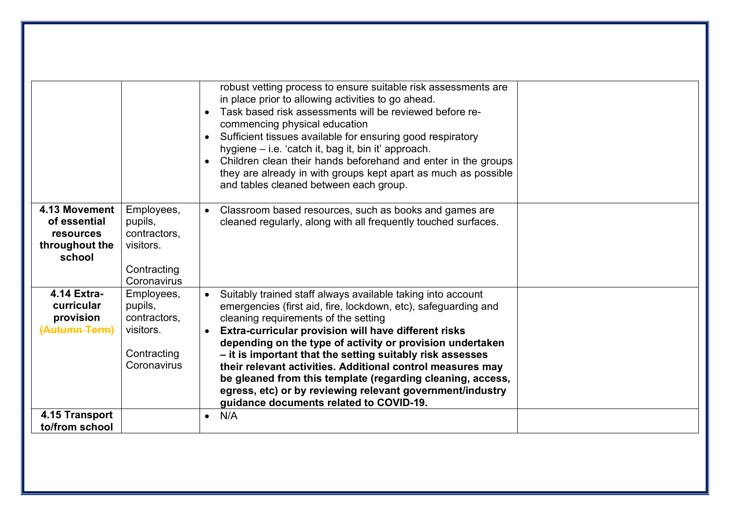| | | | |
|---|---|---|---|
| | | robust vetting process to ensure suitable risk assessments are in place prior to allowing activities to go ahead.<br>• Task based risk assessments will be reviewed before re-commencing physical education<br>• Sufficient tissues available for ensuring good respiratory hygiene – i.e. 'catch it, bag it, bin it' approach.<br>• Children clean their hands beforehand and enter in the groups they are already in with groups kept apart as much as possible and tables cleaned between each group. | |
| **4.13 Movement of essential resources throughout the school** | Employees, pupils, contractors, visitors.<br><br>Contracting Coronavirus | • Classroom based resources, such as books and games are cleaned regularly, along with all frequently touched surfaces. | |
| **4.14 Extra-curricular provision** ~~**(Autumn Term)**~~ | Employees, pupils, contractors, visitors.<br><br>Contracting Coronavirus | • Suitably trained staff always available taking into account emergencies (first aid, fire, lockdown, etc), safeguarding and cleaning requirements of the setting<br>• **Extra-curricular provision will have different risks depending on the type of activity or provision undertaken – it is important that the setting suitably risk assesses their relevant activities. Additional control measures may be gleaned from this template (regarding cleaning, access, egress, etc) or by reviewing relevant government/industry guidance documents related to COVID-19.** | |
| **4.15 Transport to/from school** | | • N/A | |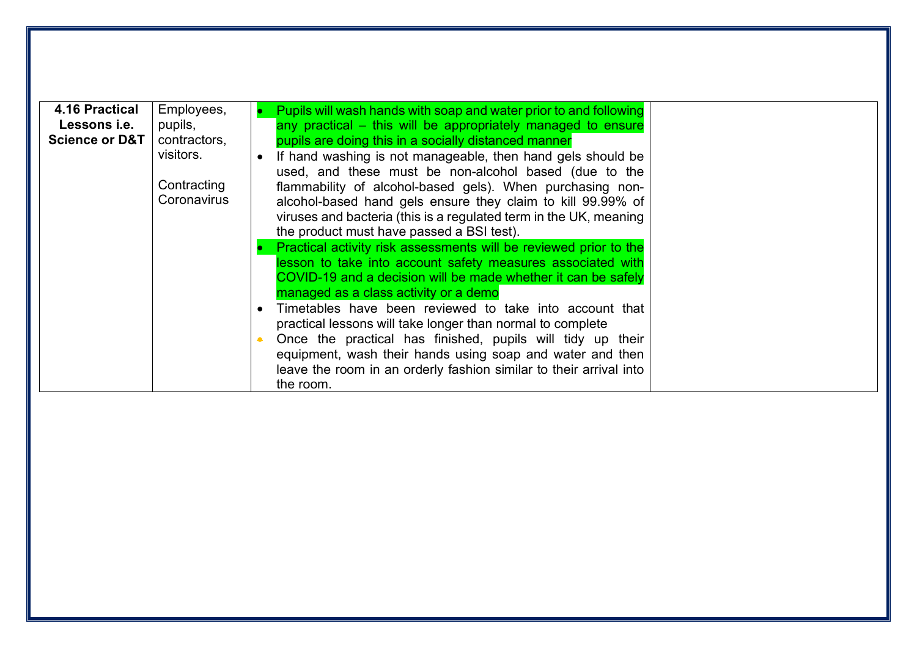| | | | |
|---|---|---|---|
| **4.16 Practical Lessons i.e. Science or D&T** | Employees, pupils, contractors, visitors.<br><br>Contracting Coronavirus | • Pupils will wash hands with soap and water prior to and following any practical – this will be appropriately managed to ensure pupils are doing this in a socially distanced manner<br>• If hand washing is not manageable, then hand gels should be used, and these must be non-alcohol based (due to the flammability of alcohol-based gels). When purchasing non-alcohol-based hand gels ensure they claim to kill 99.99% of viruses and bacteria (this is a regulated term in the UK, meaning the product must have passed a BSI test).<br>• Practical activity risk assessments will be reviewed prior to the lesson to take into account safety measures associated with COVID-19 and a decision will be made whether it can be safely managed as a class activity or a demo<br>• Timetables have been reviewed to take into account that practical lessons will take longer than normal to complete<br>• Once the practical has finished, pupils will tidy up their equipment, wash their hands using soap and water and then leave the room in an orderly fashion similar to their arrival into the room. | |